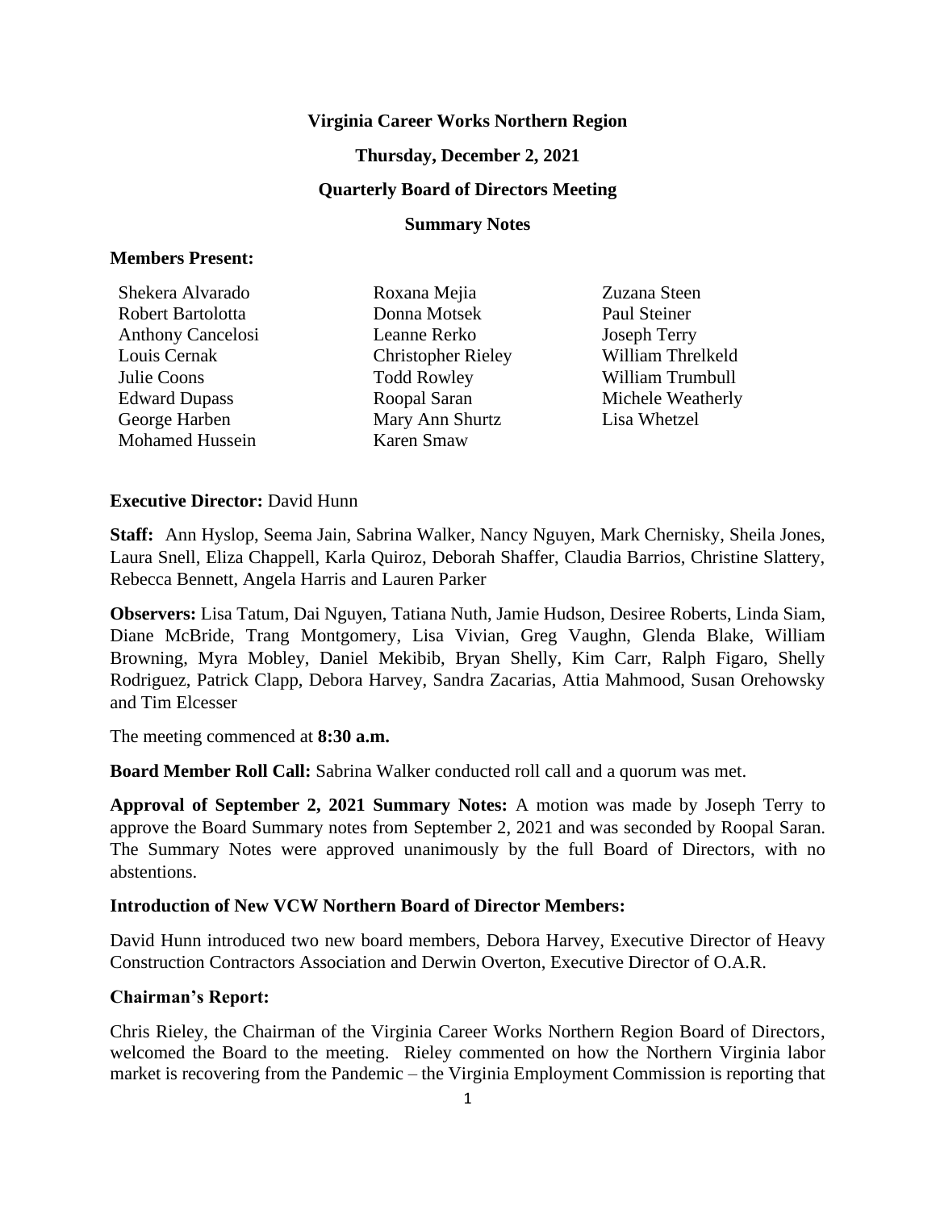**Virginia Career Works Northern Region**

**Thursday, December 2, 2021**

**Quarterly Board of Directors Meeting**

**Summary Notes**

**Members Present:**

| | | |
|---|---|---|
| Shekera Alvarado | Roxana Mejia | Zuzana Steen |
| Robert Bartolotta | Donna Motsek | Paul Steiner |
| Anthony Cancelosi | Leanne Rerko | Joseph Terry |
| Louis Cernak | Christopher Rieley | William Threlkeld |
| Julie Coons | Todd Rowley | William Trumbull |
| Edward Dupass | Roopal Saran | Michele Weatherly |
| George Harben | Mary Ann Shurtz | Lisa Whetzel |
| Mohamed Hussein | Karen Smaw | |

**Executive Director:** David Hunn

**Staff:** Ann Hyslop, Seema Jain, Sabrina Walker, Nancy Nguyen, Mark Chernisky, Sheila Jones, Laura Snell, Eliza Chappell, Karla Quiroz, Deborah Shaffer, Claudia Barrios, Christine Slattery, Rebecca Bennett, Angela Harris and Lauren Parker

**Observers:** Lisa Tatum, Dai Nguyen, Tatiana Nuth, Jamie Hudson, Desiree Roberts, Linda Siam, Diane McBride, Trang Montgomery, Lisa Vivian, Greg Vaughn, Glenda Blake, William Browning, Myra Mobley, Daniel Mekibib, Bryan Shelly, Kim Carr, Ralph Figaro, Shelly Rodriguez, Patrick Clapp, Debora Harvey, Sandra Zacarias, Attia Mahmood, Susan Orehowsky and Tim Elcesser

The meeting commenced at **8:30 a.m.**

**Board Member Roll Call:** Sabrina Walker conducted roll call and a quorum was met.

**Approval of September 2, 2021 Summary Notes:** A motion was made by Joseph Terry to approve the Board Summary notes from September 2, 2021 and was seconded by Roopal Saran. The Summary Notes were approved unanimously by the full Board of Directors, with no abstentions.

**Introduction of New VCW Northern Board of Director Members:**

David Hunn introduced two new board members, Debora Harvey, Executive Director of Heavy Construction Contractors Association and Derwin Overton, Executive Director of O.A.R.

**Chairman's Report:**

Chris Rieley, the Chairman of the Virginia Career Works Northern Region Board of Directors, welcomed the Board to the meeting. Rieley commented on how the Northern Virginia labor market is recovering from the Pandemic – the Virginia Employment Commission is reporting that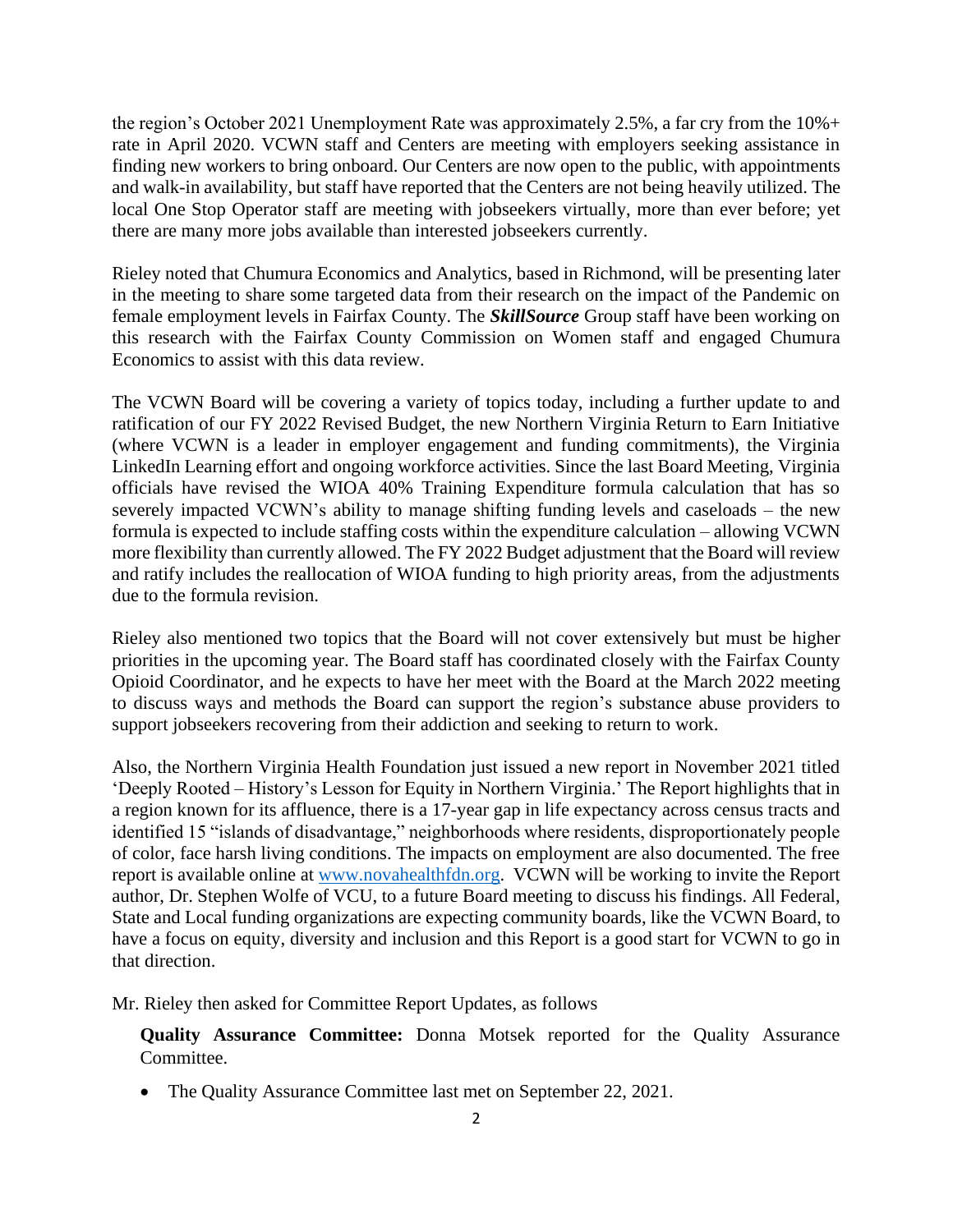the region's October 2021 Unemployment Rate was approximately 2.5%, a far cry from the 10%+ rate in April 2020. VCWN staff and Centers are meeting with employers seeking assistance in finding new workers to bring onboard. Our Centers are now open to the public, with appointments and walk-in availability, but staff have reported that the Centers are not being heavily utilized. The local One Stop Operator staff are meeting with jobseekers virtually, more than ever before; yet there are many more jobs available than interested jobseekers currently.

Rieley noted that Chumura Economics and Analytics, based in Richmond, will be presenting later in the meeting to share some targeted data from their research on the impact of the Pandemic on female employment levels in Fairfax County. The ***SkillSource*** Group staff have been working on this research with the Fairfax County Commission on Women staff and engaged Chumura Economics to assist with this data review.

The VCWN Board will be covering a variety of topics today, including a further update to and ratification of our FY 2022 Revised Budget, the new Northern Virginia Return to Earn Initiative (where VCWN is a leader in employer engagement and funding commitments), the Virginia LinkedIn Learning effort and ongoing workforce activities. Since the last Board Meeting, Virginia officials have revised the WIOA 40% Training Expenditure formula calculation that has so severely impacted VCWN's ability to manage shifting funding levels and caseloads – the new formula is expected to include staffing costs within the expenditure calculation – allowing VCWN more flexibility than currently allowed. The FY 2022 Budget adjustment that the Board will review and ratify includes the reallocation of WIOA funding to high priority areas, from the adjustments due to the formula revision.

Rieley also mentioned two topics that the Board will not cover extensively but must be higher priorities in the upcoming year. The Board staff has coordinated closely with the Fairfax County Opioid Coordinator, and he expects to have her meet with the Board at the March 2022 meeting to discuss ways and methods the Board can support the region's substance abuse providers to support jobseekers recovering from their addiction and seeking to return to work.

Also, the Northern Virginia Health Foundation just issued a new report in November 2021 titled 'Deeply Rooted – History's Lesson for Equity in Northern Virginia.' The Report highlights that in a region known for its affluence, there is a 17-year gap in life expectancy across census tracts and identified 15 "islands of disadvantage," neighborhoods where residents, disproportionately people of color, face harsh living conditions. The impacts on employment are also documented. The free report is available online at [www.novahealthfdn.org](http://www.novahealthfdn.org). VCWN will be working to invite the Report author, Dr. Stephen Wolfe of VCU, to a future Board meeting to discuss his findings. All Federal, State and Local funding organizations are expecting community boards, like the VCWN Board, to have a focus on equity, diversity and inclusion and this Report is a good start for VCWN to go in that direction.

Mr. Rieley then asked for Committee Report Updates, as follows

**Quality Assurance Committee:** Donna Motsek reported for the Quality Assurance Committee.

- The Quality Assurance Committee last met on September 22, 2021.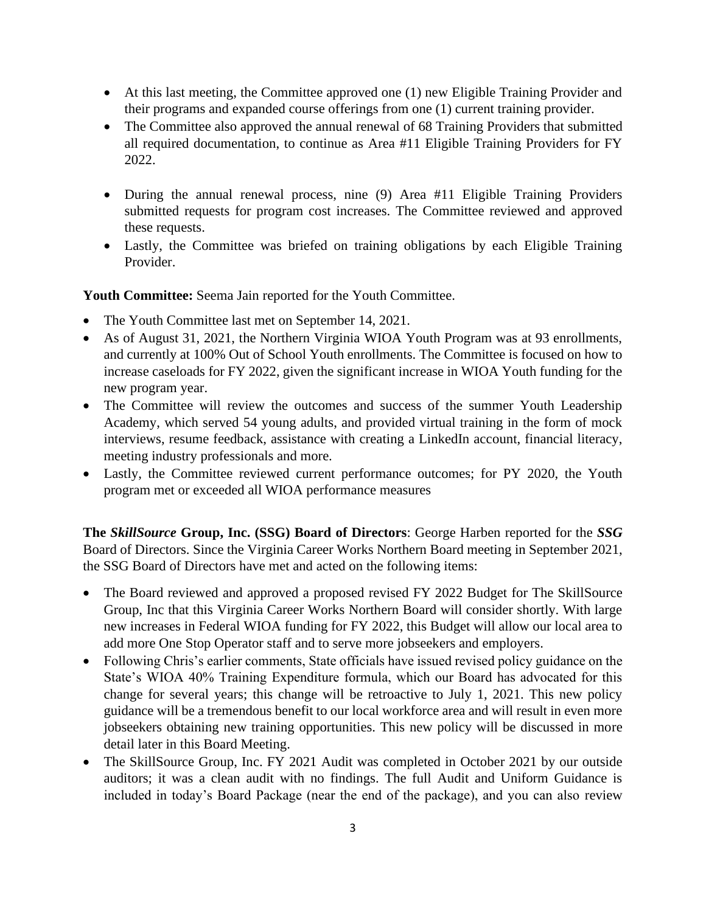- At this last meeting, the Committee approved one (1) new Eligible Training Provider and their programs and expanded course offerings from one (1) current training provider.
- The Committee also approved the annual renewal of 68 Training Providers that submitted all required documentation, to continue as Area #11 Eligible Training Providers for FY 2022.

- During the annual renewal process, nine (9) Area #11 Eligible Training Providers submitted requests for program cost increases. The Committee reviewed and approved these requests.
- Lastly, the Committee was briefed on training obligations by each Eligible Training Provider.

**Youth Committee:** Seema Jain reported for the Youth Committee.

- The Youth Committee last met on September 14, 2021.
- As of August 31, 2021, the Northern Virginia WIOA Youth Program was at 93 enrollments, and currently at 100% Out of School Youth enrollments. The Committee is focused on how to increase caseloads for FY 2022, given the significant increase in WIOA Youth funding for the new program year.
- The Committee will review the outcomes and success of the summer Youth Leadership Academy, which served 54 young adults, and provided virtual training in the form of mock interviews, resume feedback, assistance with creating a LinkedIn account, financial literacy, meeting industry professionals and more.
- Lastly, the Committee reviewed current performance outcomes; for PY 2020, the Youth program met or exceeded all WIOA performance measures

**The *SkillSource* Group, Inc. (SSG) Board of Directors**: George Harben reported for the ***SSG*** Board of Directors. Since the Virginia Career Works Northern Board meeting in September 2021, the SSG Board of Directors have met and acted on the following items:

- The Board reviewed and approved a proposed revised FY 2022 Budget for The SkillSource Group, Inc that this Virginia Career Works Northern Board will consider shortly. With large new increases in Federal WIOA funding for FY 2022, this Budget will allow our local area to add more One Stop Operator staff and to serve more jobseekers and employers.
- Following Chris's earlier comments, State officials have issued revised policy guidance on the State's WIOA 40% Training Expenditure formula, which our Board has advocated for this change for several years; this change will be retroactive to July 1, 2021. This new policy guidance will be a tremendous benefit to our local workforce area and will result in even more jobseekers obtaining new training opportunities. This new policy will be discussed in more detail later in this Board Meeting.
- The SkillSource Group, Inc. FY 2021 Audit was completed in October 2021 by our outside auditors; it was a clean audit with no findings. The full Audit and Uniform Guidance is included in today's Board Package (near the end of the package), and you can also review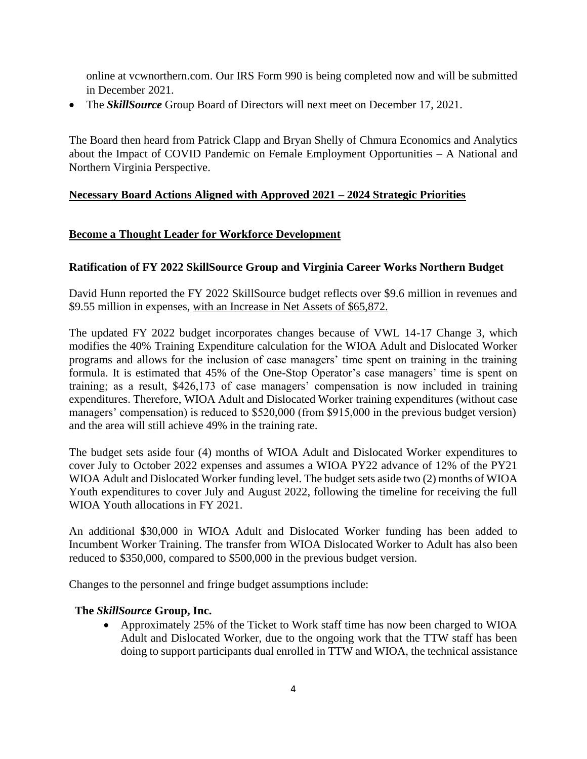online at vcwnorthern.com. Our IRS Form 990 is being completed now and will be submitted in December 2021.

- The ***SkillSource*** Group Board of Directors will next meet on December 17, 2021.

The Board then heard from Patrick Clapp and Bryan Shelly of Chmura Economics and Analytics about the Impact of COVID Pandemic on Female Employment Opportunities – A National and Northern Virginia Perspective.

## Necessary Board Actions Aligned with Approved 2021 – 2024 Strategic Priorities

## Become a Thought Leader for Workforce Development

### Ratification of FY 2022 SkillSource Group and Virginia Career Works Northern Budget

David Hunn reported the FY 2022 SkillSource budget reflects over $9.6 million in revenues and $9.55 million in expenses, with an Increase in Net Assets of $65,872.

The updated FY 2022 budget incorporates changes because of VWL 14-17 Change 3, which modifies the 40% Training Expenditure calculation for the WIOA Adult and Dislocated Worker programs and allows for the inclusion of case managers' time spent on training in the training formula. It is estimated that 45% of the One-Stop Operator's case managers' time is spent on training; as a result, $426,173 of case managers' compensation is now included in training expenditures. Therefore, WIOA Adult and Dislocated Worker training expenditures (without case managers' compensation) is reduced to $520,000 (from $915,000 in the previous budget version) and the area will still achieve 49% in the training rate.

The budget sets aside four (4) months of WIOA Adult and Dislocated Worker expenditures to cover July to October 2022 expenses and assumes a WIOA PY22 advance of 12% of the PY21 WIOA Adult and Dislocated Worker funding level. The budget sets aside two (2) months of WIOA Youth expenditures to cover July and August 2022, following the timeline for receiving the full WIOA Youth allocations in FY 2021.

An additional $30,000 in WIOA Adult and Dislocated Worker funding has been added to Incumbent Worker Training. The transfer from WIOA Dislocated Worker to Adult has also been reduced to $350,000, compared to $500,000 in the previous budget version.

Changes to the personnel and fringe budget assumptions include:

**The *SkillSource* Group, Inc.**

- Approximately 25% of the Ticket to Work staff time has now been charged to WIOA Adult and Dislocated Worker, due to the ongoing work that the TTW staff has been doing to support participants dual enrolled in TTW and WIOA, the technical assistance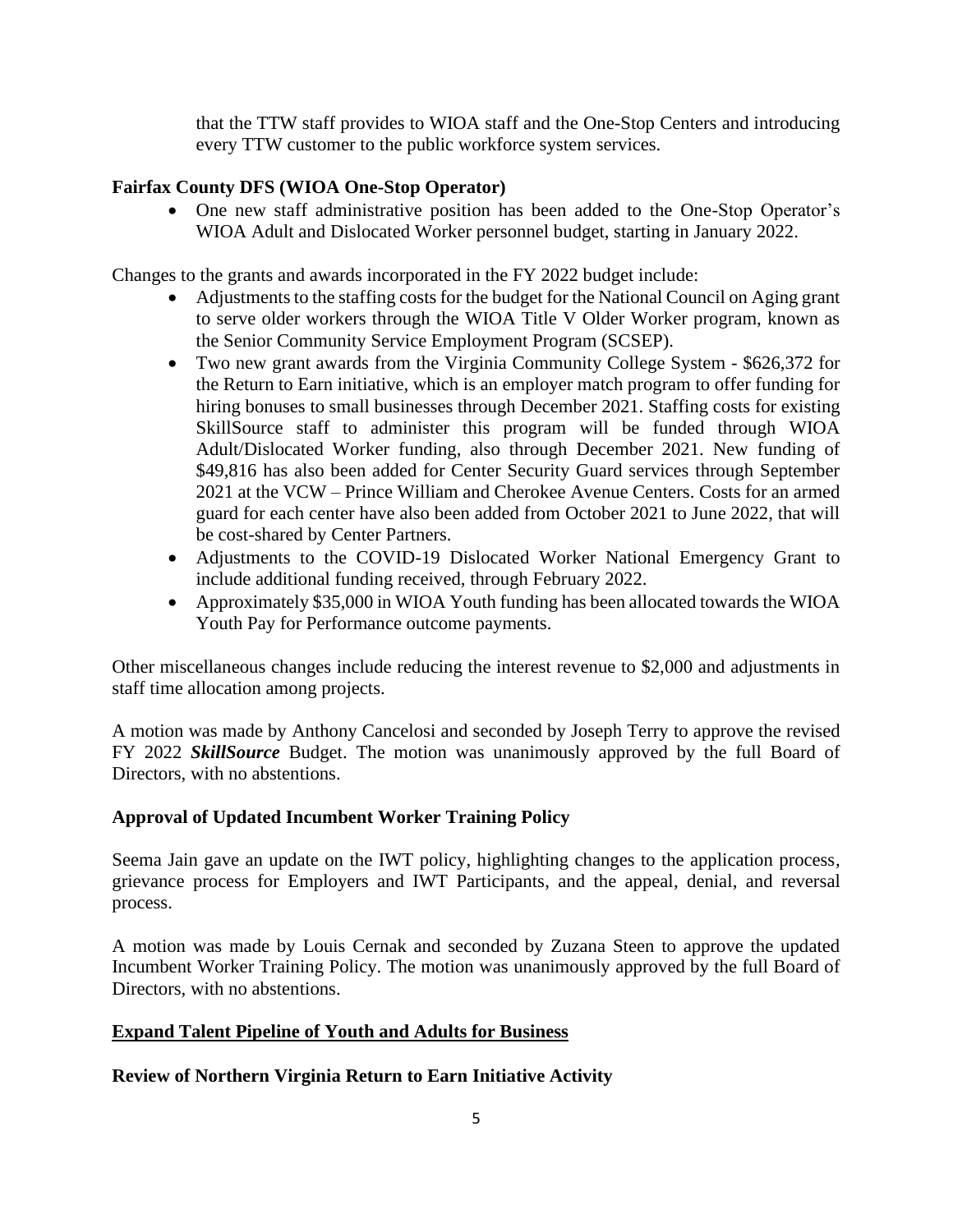that the TTW staff provides to WIOA staff and the One-Stop Centers and introducing every TTW customer to the public workforce system services.

**Fairfax County DFS (WIOA One-Stop Operator)**

- One new staff administrative position has been added to the One-Stop Operator's WIOA Adult and Dislocated Worker personnel budget, starting in January 2022.

Changes to the grants and awards incorporated in the FY 2022 budget include:

- Adjustments to the staffing costs for the budget for the National Council on Aging grant to serve older workers through the WIOA Title V Older Worker program, known as the Senior Community Service Employment Program (SCSEP).
- Two new grant awards from the Virginia Community College System - $626,372 for the Return to Earn initiative, which is an employer match program to offer funding for hiring bonuses to small businesses through December 2021. Staffing costs for existing SkillSource staff to administer this program will be funded through WIOA Adult/Dislocated Worker funding, also through December 2021. New funding of $49,816 has also been added for Center Security Guard services through September 2021 at the VCW – Prince William and Cherokee Avenue Centers. Costs for an armed guard for each center have also been added from October 2021 to June 2022, that will be cost-shared by Center Partners.
- Adjustments to the COVID-19 Dislocated Worker National Emergency Grant to include additional funding received, through February 2022.
- Approximately $35,000 in WIOA Youth funding has been allocated towards the WIOA Youth Pay for Performance outcome payments.

Other miscellaneous changes include reducing the interest revenue to $2,000 and adjustments in staff time allocation among projects.

A motion was made by Anthony Cancelosi and seconded by Joseph Terry to approve the revised FY 2022 ***SkillSource*** Budget. The motion was unanimously approved by the full Board of Directors, with no abstentions.

**Approval of Updated Incumbent Worker Training Policy**

Seema Jain gave an update on the IWT policy, highlighting changes to the application process, grievance process for Employers and IWT Participants, and the appeal, denial, and reversal process.

A motion was made by Louis Cernak and seconded by Zuzana Steen to approve the updated Incumbent Worker Training Policy. The motion was unanimously approved by the full Board of Directors, with no abstentions.

**<u>Expand Talent Pipeline of Youth and Adults for Business</u>**

**Review of Northern Virginia Return to Earn Initiative Activity**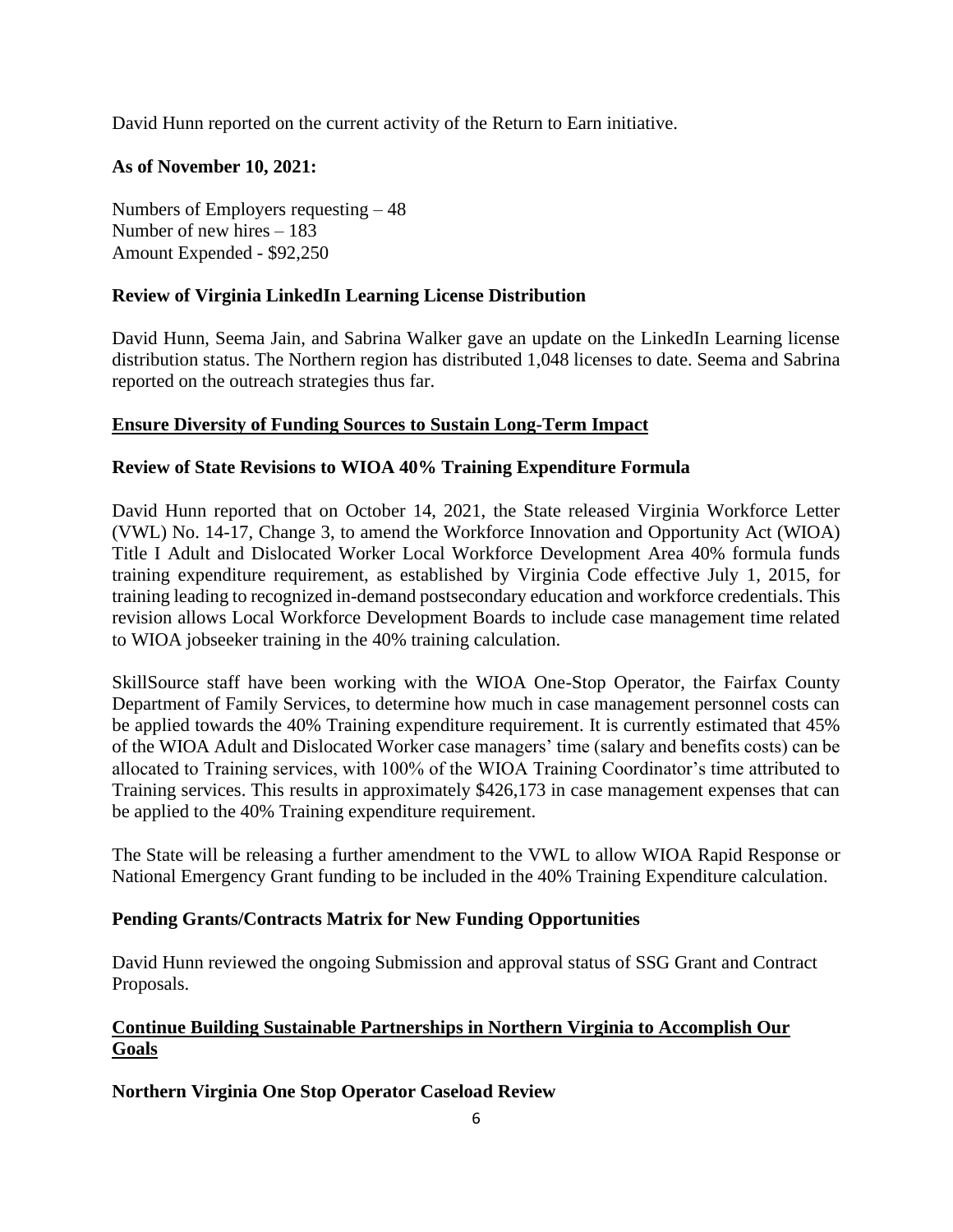David Hunn reported on the current activity of the Return to Earn initiative.

**As of November 10, 2021:**

Numbers of Employers requesting – 48
Number of new hires – 183
Amount Expended - $92,250

**Review of Virginia LinkedIn Learning License Distribution**

David Hunn, Seema Jain, and Sabrina Walker gave an update on the LinkedIn Learning license distribution status. The Northern region has distributed 1,048 licenses to date. Seema and Sabrina reported on the outreach strategies thus far.

**<u>Ensure Diversity of Funding Sources to Sustain Long-Term Impact</u>**

**Review of State Revisions to WIOA 40% Training Expenditure Formula**

David Hunn reported that on October 14, 2021, the State released Virginia Workforce Letter (VWL) No. 14-17, Change 3, to amend the Workforce Innovation and Opportunity Act (WIOA) Title I Adult and Dislocated Worker Local Workforce Development Area 40% formula funds training expenditure requirement, as established by Virginia Code effective July 1, 2015, for training leading to recognized in-demand postsecondary education and workforce credentials. This revision allows Local Workforce Development Boards to include case management time related to WIOA jobseeker training in the 40% training calculation.

SkillSource staff have been working with the WIOA One-Stop Operator, the Fairfax County Department of Family Services, to determine how much in case management personnel costs can be applied towards the 40% Training expenditure requirement. It is currently estimated that 45% of the WIOA Adult and Dislocated Worker case managers' time (salary and benefits costs) can be allocated to Training services, with 100% of the WIOA Training Coordinator's time attributed to Training services. This results in approximately $426,173 in case management expenses that can be applied to the 40% Training expenditure requirement.

The State will be releasing a further amendment to the VWL to allow WIOA Rapid Response or National Emergency Grant funding to be included in the 40% Training Expenditure calculation.

**Pending Grants/Contracts Matrix for New Funding Opportunities**

David Hunn reviewed the ongoing Submission and approval status of SSG Grant and Contract Proposals.

**<u>Continue Building Sustainable Partnerships in Northern Virginia to Accomplish Our Goals</u>**

**Northern Virginia One Stop Operator Caseload Review**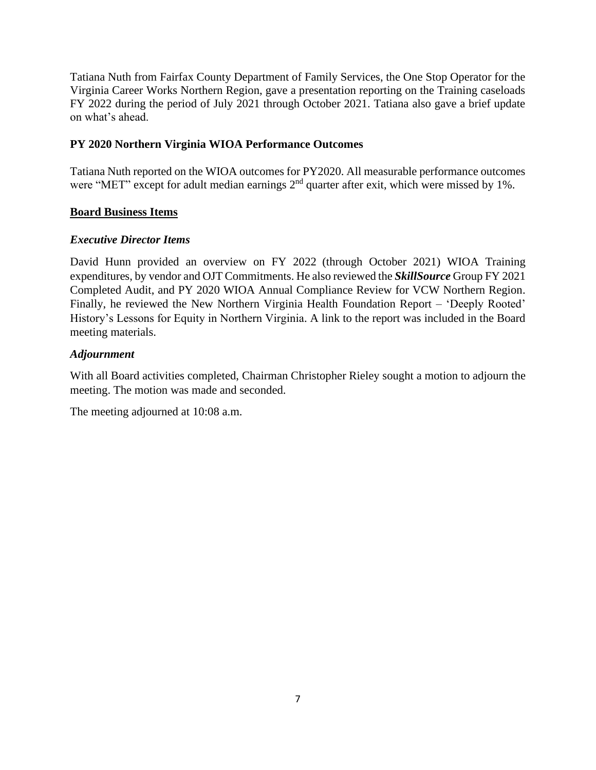Tatiana Nuth from Fairfax County Department of Family Services, the One Stop Operator for the Virginia Career Works Northern Region, gave a presentation reporting on the Training caseloads FY 2022 during the period of July 2021 through October 2021. Tatiana also gave a brief update on what's ahead.

**PY 2020 Northern Virginia WIOA Performance Outcomes**

Tatiana Nuth reported on the WIOA outcomes for PY2020. All measurable performance outcomes were "MET" except for adult median earnings 2nd quarter after exit, which were missed by 1%.

**Board Business Items**

***Executive Director Items***

David Hunn provided an overview on FY 2022 (through October 2021) WIOA Training expenditures, by vendor and OJT Commitments. He also reviewed the ***SkillSource*** Group FY 2021 Completed Audit, and PY 2020 WIOA Annual Compliance Review for VCW Northern Region. Finally, he reviewed the New Northern Virginia Health Foundation Report – 'Deeply Rooted' History's Lessons for Equity in Northern Virginia. A link to the report was included in the Board meeting materials.

***Adjournment***

With all Board activities completed, Chairman Christopher Rieley sought a motion to adjourn the meeting. The motion was made and seconded.

The meeting adjourned at 10:08 a.m.